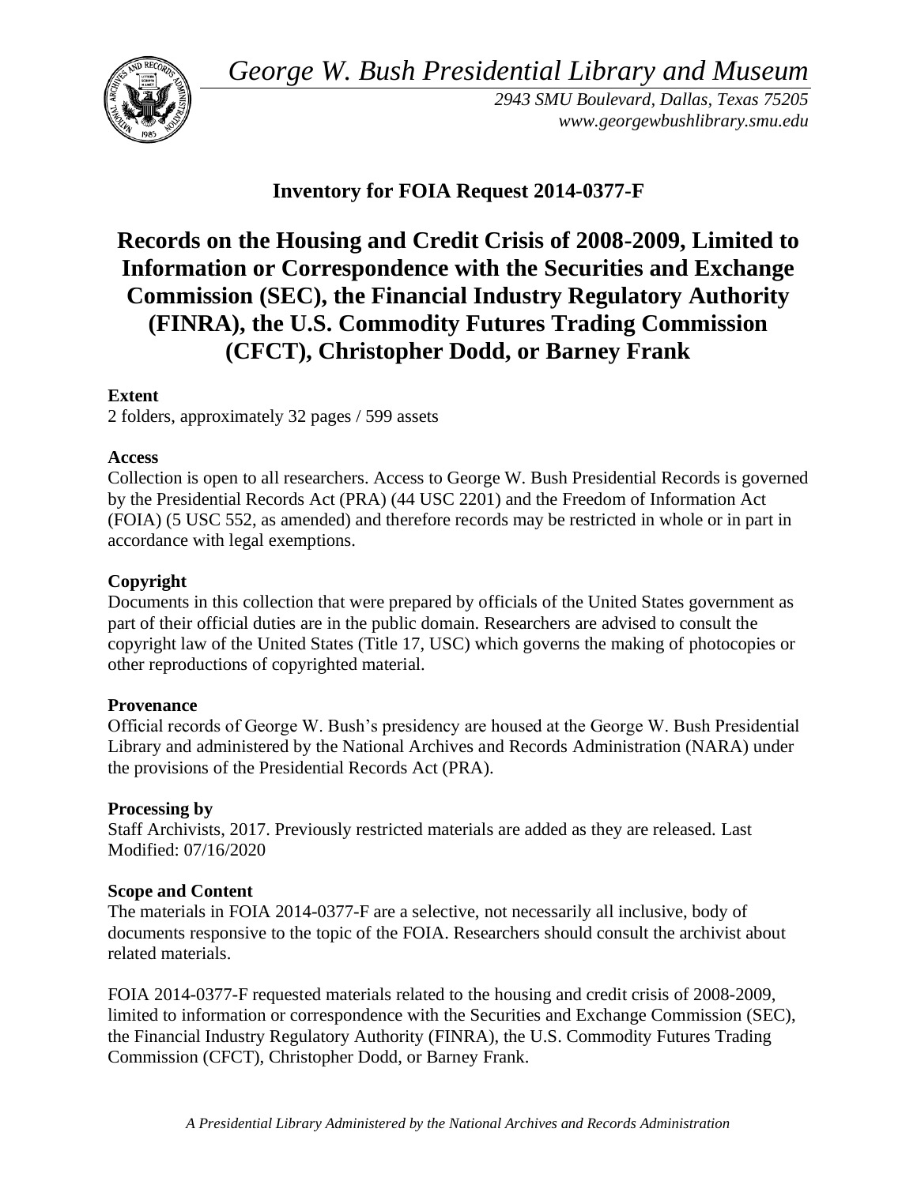*George W. Bush Presidential Library and Museum*

*2943 SMU Boulevard, Dallas, Texas 75205*
*www.georgewbushlibrary.smu.edu*

# Inventory for FOIA Request 2014-0377-F

# Records on the Housing and Credit Crisis of 2008-2009, Limited to Information or Correspondence with the Securities and Exchange Commission (SEC), the Financial Industry Regulatory Authority (FINRA), the U.S. Commodity Futures Trading Commission (CFCT), Christopher Dodd, or Barney Frank

**Extent**
2 folders, approximately 32 pages / 599 assets

**Access**
Collection is open to all researchers. Access to George W. Bush Presidential Records is governed by the Presidential Records Act (PRA) (44 USC 2201) and the Freedom of Information Act (FOIA) (5 USC 552, as amended) and therefore records may be restricted in whole or in part in accordance with legal exemptions.

**Copyright**
Documents in this collection that were prepared by officials of the United States government as part of their official duties are in the public domain. Researchers are advised to consult the copyright law of the United States (Title 17, USC) which governs the making of photocopies or other reproductions of copyrighted material.

**Provenance**
Official records of George W. Bush's presidency are housed at the George W. Bush Presidential Library and administered by the National Archives and Records Administration (NARA) under the provisions of the Presidential Records Act (PRA).

**Processing by**
Staff Archivists, 2017. Previously restricted materials are added as they are released. Last Modified: 07/16/2020

**Scope and Content**
The materials in FOIA 2014-0377-F are a selective, not necessarily all inclusive, body of documents responsive to the topic of the FOIA. Researchers should consult the archivist about related materials.

FOIA 2014-0377-F requested materials related to the housing and credit crisis of 2008-2009, limited to information or correspondence with the Securities and Exchange Commission (SEC), the Financial Industry Regulatory Authority (FINRA), the U.S. Commodity Futures Trading Commission (CFCT), Christopher Dodd, or Barney Frank.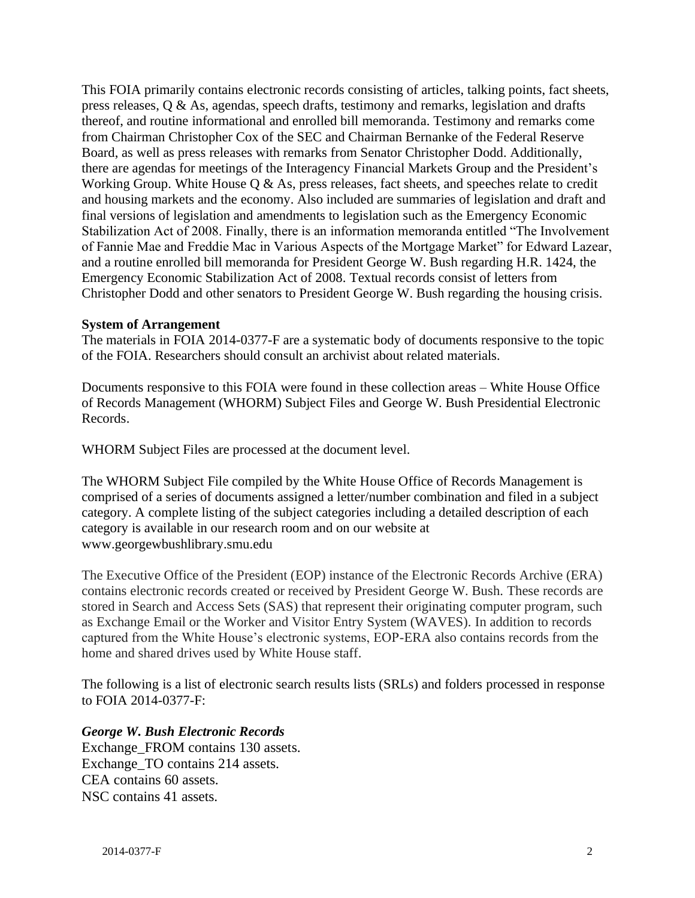This FOIA primarily contains electronic records consisting of articles, talking points, fact sheets, press releases, Q & As, agendas, speech drafts, testimony and remarks, legislation and drafts thereof, and routine informational and enrolled bill memoranda. Testimony and remarks come from Chairman Christopher Cox of the SEC and Chairman Bernanke of the Federal Reserve Board, as well as press releases with remarks from Senator Christopher Dodd. Additionally, there are agendas for meetings of the Interagency Financial Markets Group and the President's Working Group. White House Q & As, press releases, fact sheets, and speeches relate to credit and housing markets and the economy. Also included are summaries of legislation and draft and final versions of legislation and amendments to legislation such as the Emergency Economic Stabilization Act of 2008. Finally, there is an information memoranda entitled "The Involvement of Fannie Mae and Freddie Mac in Various Aspects of the Mortgage Market" for Edward Lazear, and a routine enrolled bill memoranda for President George W. Bush regarding H.R. 1424, the Emergency Economic Stabilization Act of 2008. Textual records consist of letters from Christopher Dodd and other senators to President George W. Bush regarding the housing crisis.

**System of Arrangement**

The materials in FOIA 2014-0377-F are a systematic body of documents responsive to the topic of the FOIA. Researchers should consult an archivist about related materials.

Documents responsive to this FOIA were found in these collection areas – White House Office of Records Management (WHORM) Subject Files and George W. Bush Presidential Electronic Records.

WHORM Subject Files are processed at the document level.

The WHORM Subject File compiled by the White House Office of Records Management is comprised of a series of documents assigned a letter/number combination and filed in a subject category. A complete listing of the subject categories including a detailed description of each category is available in our research room and on our website at www.georgewbushlibrary.smu.edu

The Executive Office of the President (EOP) instance of the Electronic Records Archive (ERA) contains electronic records created or received by President George W. Bush. These records are stored in Search and Access Sets (SAS) that represent their originating computer program, such as Exchange Email or the Worker and Visitor Entry System (WAVES). In addition to records captured from the White House's electronic systems, EOP-ERA also contains records from the home and shared drives used by White House staff.

The following is a list of electronic search results lists (SRLs) and folders processed in response to FOIA 2014-0377-F:

***George W. Bush Electronic Records***

Exchange_FROM contains 130 assets.
Exchange_TO contains 214 assets.
CEA contains 60 assets.
NSC contains 41 assets.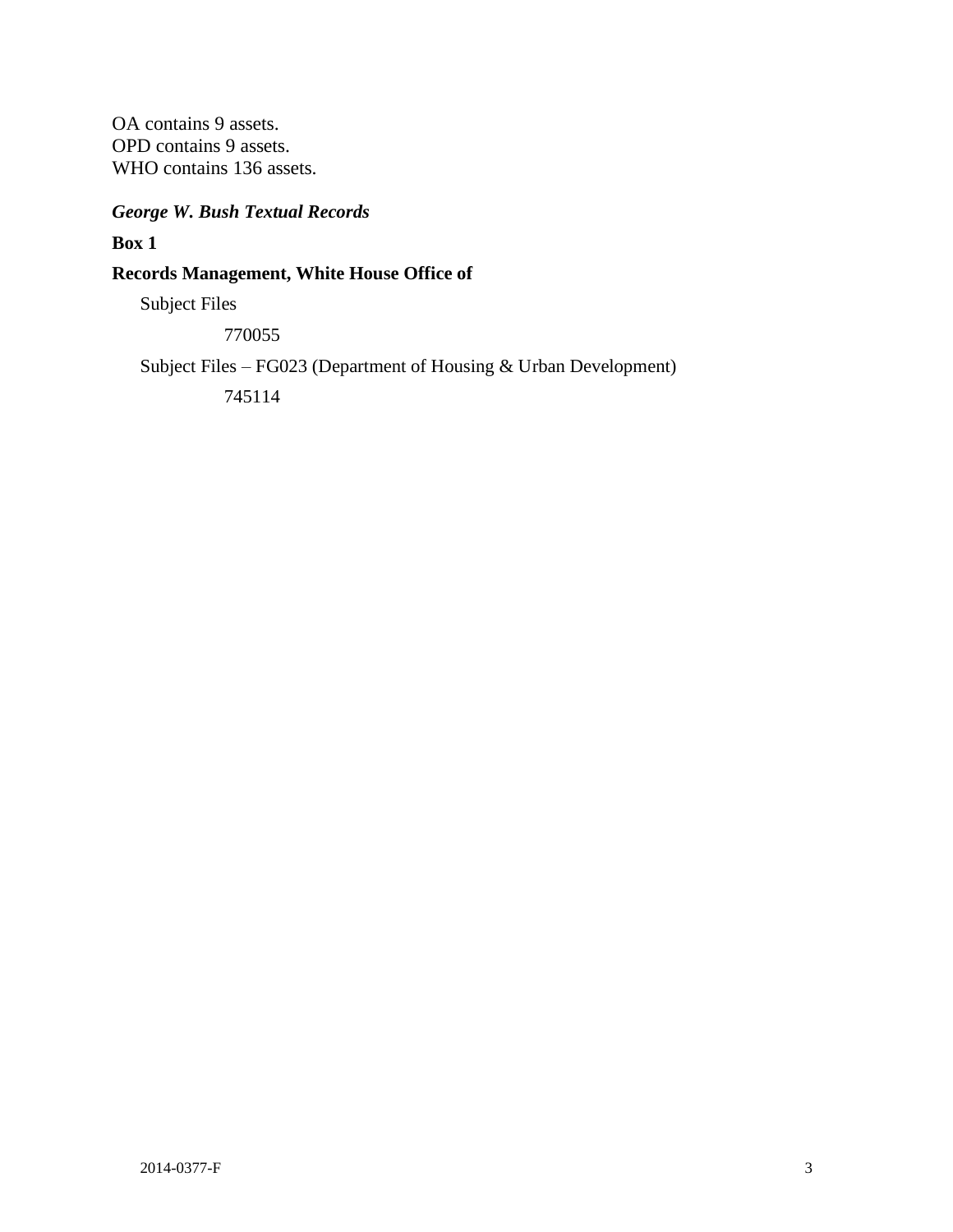OA contains 9 assets.
OPD contains 9 assets.
WHO contains 136 assets.

***George W. Bush Textual Records***

**Box 1**

**Records Management, White House Office of**

Subject Files

770055

Subject Files – FG023 (Department of Housing & Urban Development)

745114